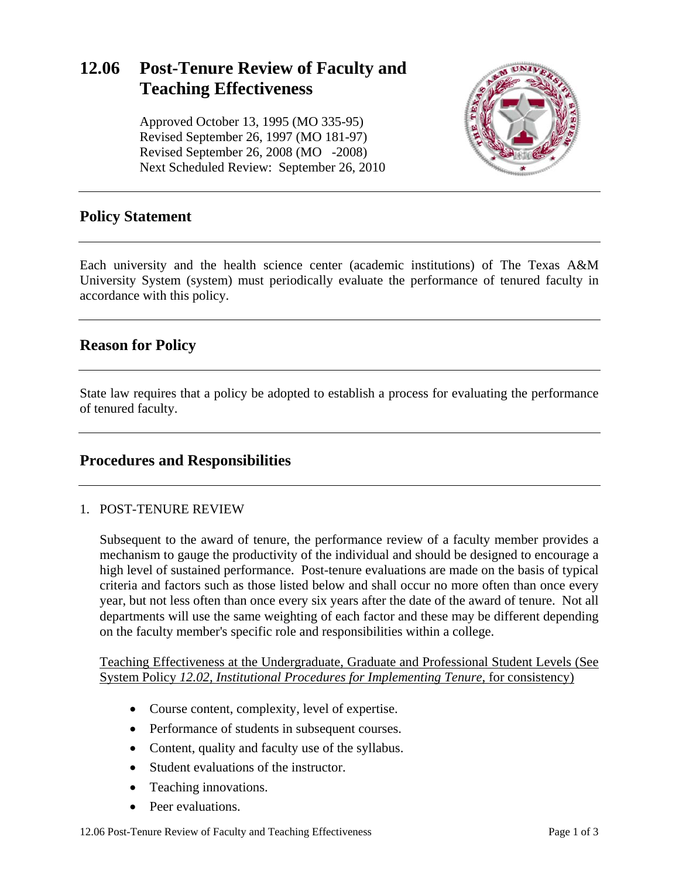# 12.06 Post-Tenure Review of Faculty and Teaching Effectiveness

Approved October 13, 1995 (MO 335-95)
Revised September 26, 1997 (MO 181-97)
Revised September 26, 2008 (MO -2008)
Next Scheduled Review: September 26, 2010

## Policy Statement

Each university and the health science center (academic institutions) of The Texas A&M University System (system) must periodically evaluate the performance of tenured faculty in accordance with this policy.

## Reason for Policy

State law requires that a policy be adopted to establish a process for evaluating the performance of tenured faculty.

## Procedures and Responsibilities

1. POST-TENURE REVIEW

   Subsequent to the award of tenure, the performance review of a faculty member provides a mechanism to gauge the productivity of the individual and should be designed to encourage a high level of sustained performance. Post-tenure evaluations are made on the basis of typical criteria and factors such as those listed below and shall occur no more often than once every year, but not less often than once every six years after the date of the award of tenure. Not all departments will use the same weighting of each factor and these may be different depending on the faculty member's specific role and responsibilities within a college.

   Teaching Effectiveness at the Undergraduate, Graduate and Professional Student Levels (See System Policy *12.02, Institutional Procedures for Implementing Tenure*, for consistency)

   - Course content, complexity, level of expertise.
   - Performance of students in subsequent courses.
   - Content, quality and faculty use of the syllabus.
   - Student evaluations of the instructor.
   - Teaching innovations.
   - Peer evaluations.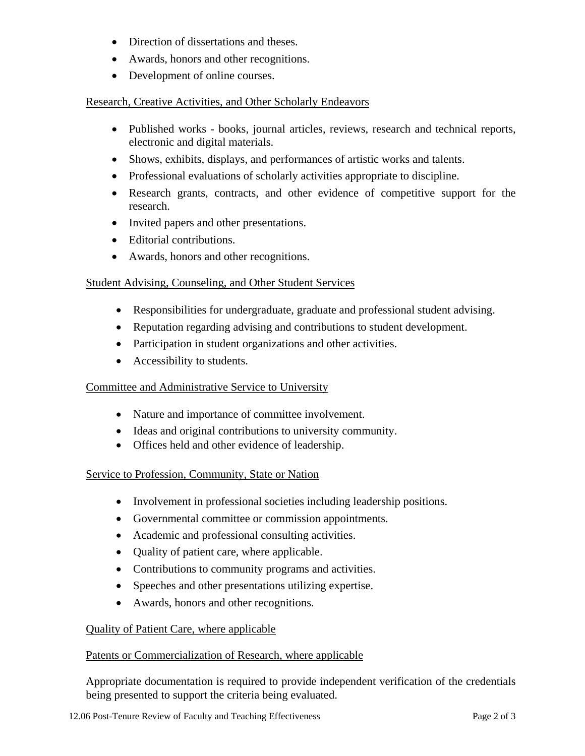- Direction of dissertations and theses.
- Awards, honors and other recognitions.
- Development of online courses.

Research, Creative Activities, and Other Scholarly Endeavors

- Published works - books, journal articles, reviews, research and technical reports, electronic and digital materials.
- Shows, exhibits, displays, and performances of artistic works and talents.
- Professional evaluations of scholarly activities appropriate to discipline.
- Research grants, contracts, and other evidence of competitive support for the research.
- Invited papers and other presentations.
- Editorial contributions.
- Awards, honors and other recognitions.

Student Advising, Counseling, and Other Student Services

- Responsibilities for undergraduate, graduate and professional student advising.
- Reputation regarding advising and contributions to student development.
- Participation in student organizations and other activities.
- Accessibility to students.

Committee and Administrative Service to University

- Nature and importance of committee involvement.
- Ideas and original contributions to university community.
- Offices held and other evidence of leadership.

Service to Profession, Community, State or Nation

- Involvement in professional societies including leadership positions.
- Governmental committee or commission appointments.
- Academic and professional consulting activities.
- Quality of patient care, where applicable.
- Contributions to community programs and activities.
- Speeches and other presentations utilizing expertise.
- Awards, honors and other recognitions.

Quality of Patient Care, where applicable

Patents or Commercialization of Research, where applicable

Appropriate documentation is required to provide independent verification of the credentials being presented to support the criteria being evaluated.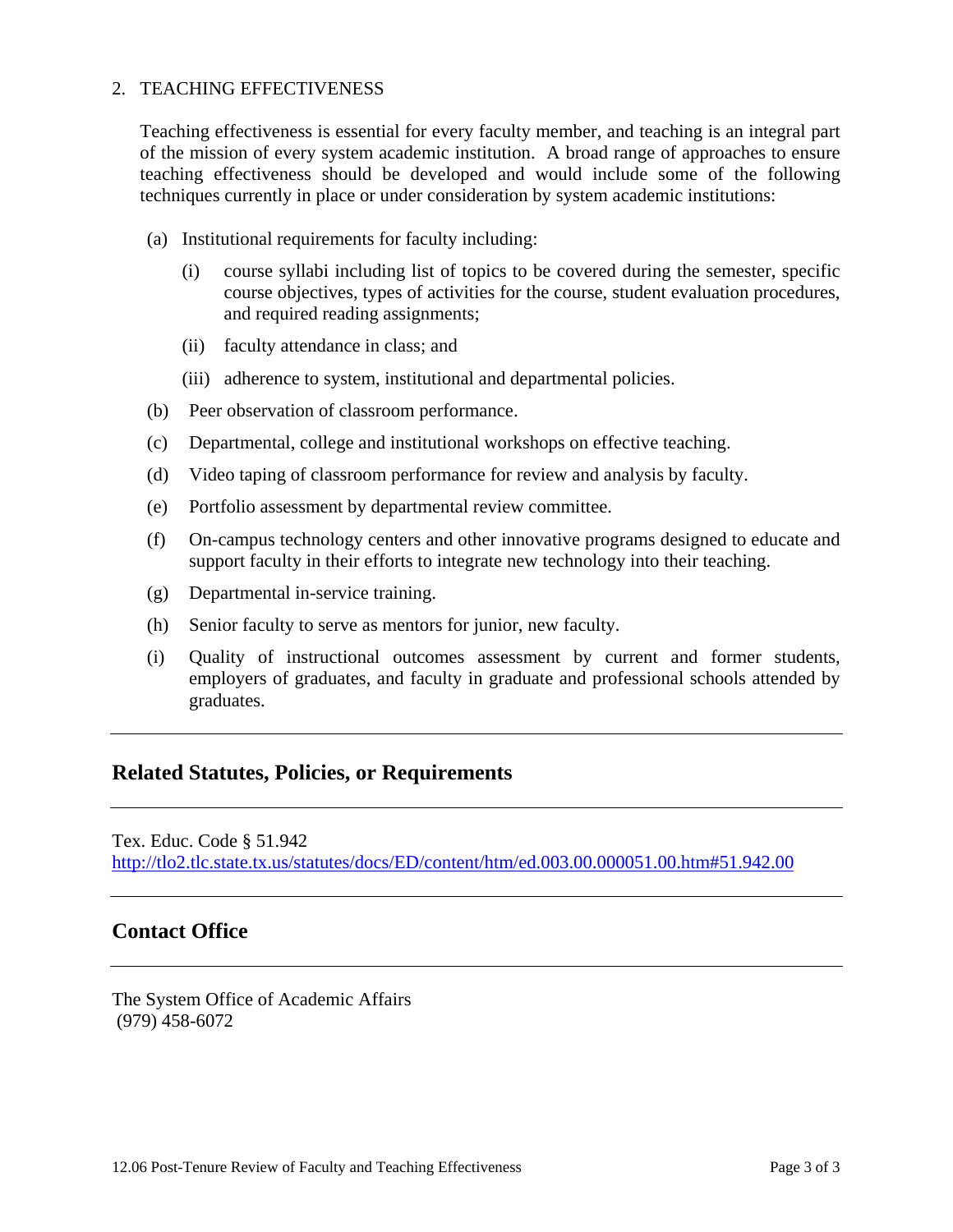2. TEACHING EFFECTIVENESS

Teaching effectiveness is essential for every faculty member, and teaching is an integral part of the mission of every system academic institution. A broad range of approaches to ensure teaching effectiveness should be developed and would include some of the following techniques currently in place or under consideration by system academic institutions:

(a) Institutional requirements for faculty including:

(i) course syllabi including list of topics to be covered during the semester, specific course objectives, types of activities for the course, student evaluation procedures, and required reading assignments;

(ii) faculty attendance in class; and

(iii) adherence to system, institutional and departmental policies.

(b) Peer observation of classroom performance.

(c) Departmental, college and institutional workshops on effective teaching.

(d) Video taping of classroom performance for review and analysis by faculty.

(e) Portfolio assessment by departmental review committee.

(f) On-campus technology centers and other innovative programs designed to educate and support faculty in their efforts to integrate new technology into their teaching.

(g) Departmental in-service training.

(h) Senior faculty to serve as mentors for junior, new faculty.

(i) Quality of instructional outcomes assessment by current and former students, employers of graduates, and faculty in graduate and professional schools attended by graduates.

---

## Related Statutes, Policies, or Requirements

---

Tex. Educ. Code § 51.942
http://tlo2.tlc.state.tx.us/statutes/docs/ED/content/htm/ed.003.00.000051.00.htm#51.942.00

---

## Contact Office

---

The System Office of Academic Affairs
(979) 458-6072